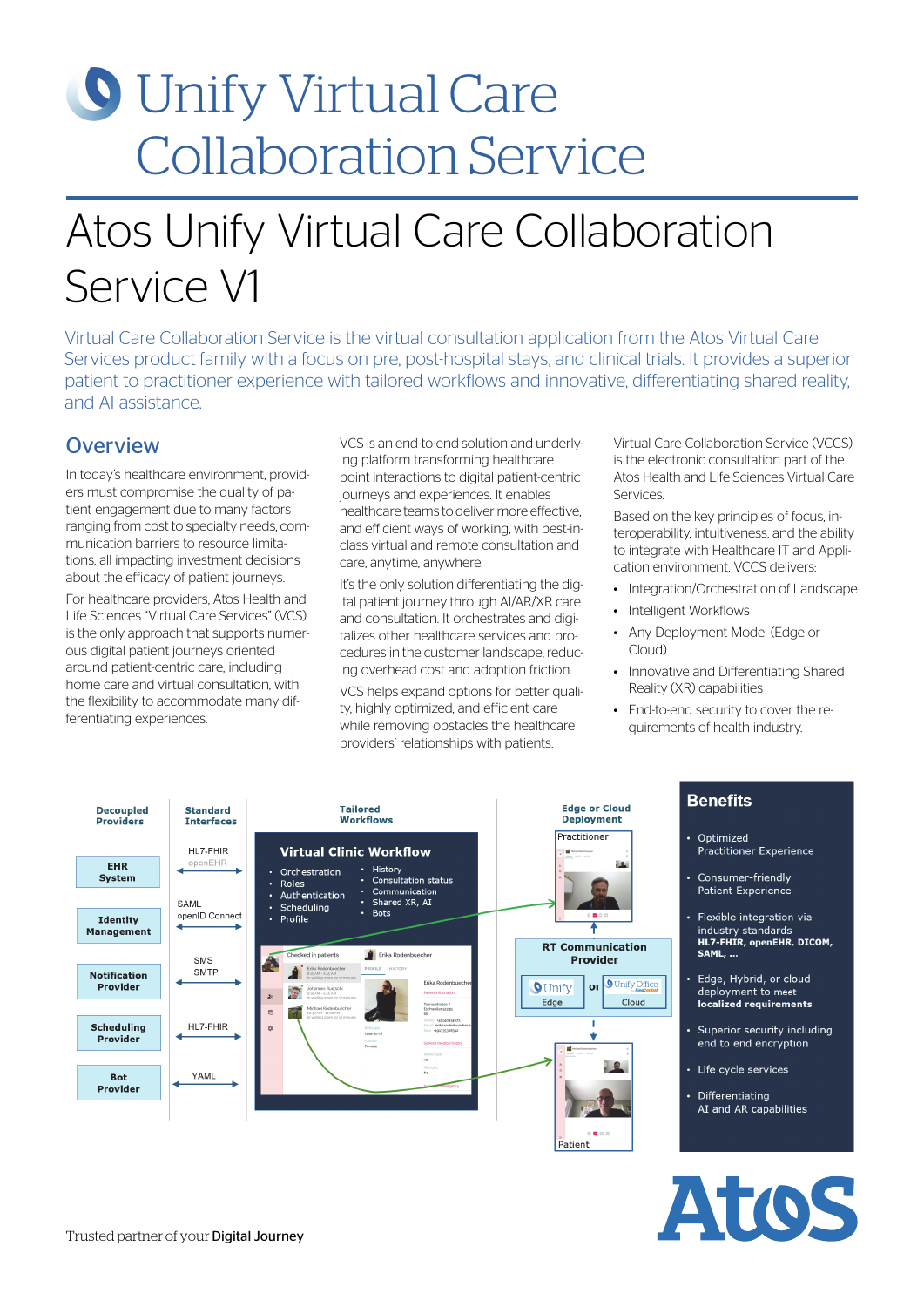# Unify Virtual Care Collaboration Service

## Atos Unify Virtual Care Collaboration Service V1

Virtual Care Collaboration Service is the virtual consultation application from the Atos Virtual Care Services product family with a focus on pre, post-hospital stays, and clinical trials. It provides a superior patient to practitioner experience with tailored workflows and innovative, differentiating shared reality, and AI assistance.

### Overview

In today's healthcare environment, providers must compromise the quality of patient engagement due to many factors ranging from cost to specialty needs, communication barriers to resource limitations, all impacting investment decisions about the efficacy of patient journeys.

For healthcare providers, Atos Health and Life Sciences "Virtual Care Services" (VCS) is the only approach that supports numerous digital patient journeys oriented around patient-centric care, including home care and virtual consultation, with the flexibility to accommodate many differentiating experiences.

VCS is an end-to-end solution and underlying platform transforming healthcare point interactions to digital patient-centric journeys and experiences. It enables healthcare teams to deliver more effective, and efficient ways of working, with best-in-class virtual and remote consultation and care, anytime, anywhere.

It's the only solution differentiating the digital patient journey through AI/AR/XR care and consultation. It orchestrates and digitalizes other healthcare services and procedures in the customer landscape, reducing overhead cost and adoption friction.

VCS helps expand options for better quality, highly optimized, and efficient care while removing obstacles the healthcare providers' relationships with patients.

Virtual Care Collaboration Service (VCCS) is the electronic consultation part of the Atos Health and Life Sciences Virtual Care Services.

Based on the key principles of focus, interoperability, intuitiveness, and the ability to integrate with Healthcare IT and Application environment, VCCS delivers:

- Integration/Orchestration of Landscape
- Intelligent Workflows
- Any Deployment Model (Edge or Cloud)
- Innovative and Differentiating Shared Reality (XR) capabilities
- End-to-end security to cover the requirements of health industry.

| Decoupled Providers | Standard Interfaces |
|---|---|
| EHR System | HL7-FHIR, openEHR |
| Identity Management | SAML, openID Connect |
| Notification Provider | SMS, SMTP |
| Scheduling Provider | HL7-FHIR |
| Bot Provider | YAML |

**Tailored Workflows**

**Virtual Clinic Workflow**

- Orchestration
- Roles
- Authentication
- Scheduling
- Profile
- History
- Consultation status
- Communication
- Shared XR, AI
- Bots

**Edge or Cloud Deployment**

Practitioner

RT Communication Provider: Unify Edge or Unify Office Cloud

Patient

### Benefits

- Optimized Practitioner Experience
- Consumer-friendly Patient Experience
- Flexible integration via industry standards **HL7-FHIR, openEHR, DICOM, SAML, ...**
- Edge, Hybrid, or cloud deployment to meet **localized requirements**
- Superior security including end to end encryption
- Life cycle services
- Differentiating AI and AR capabilities

Trusted partner of your **Digital Journey**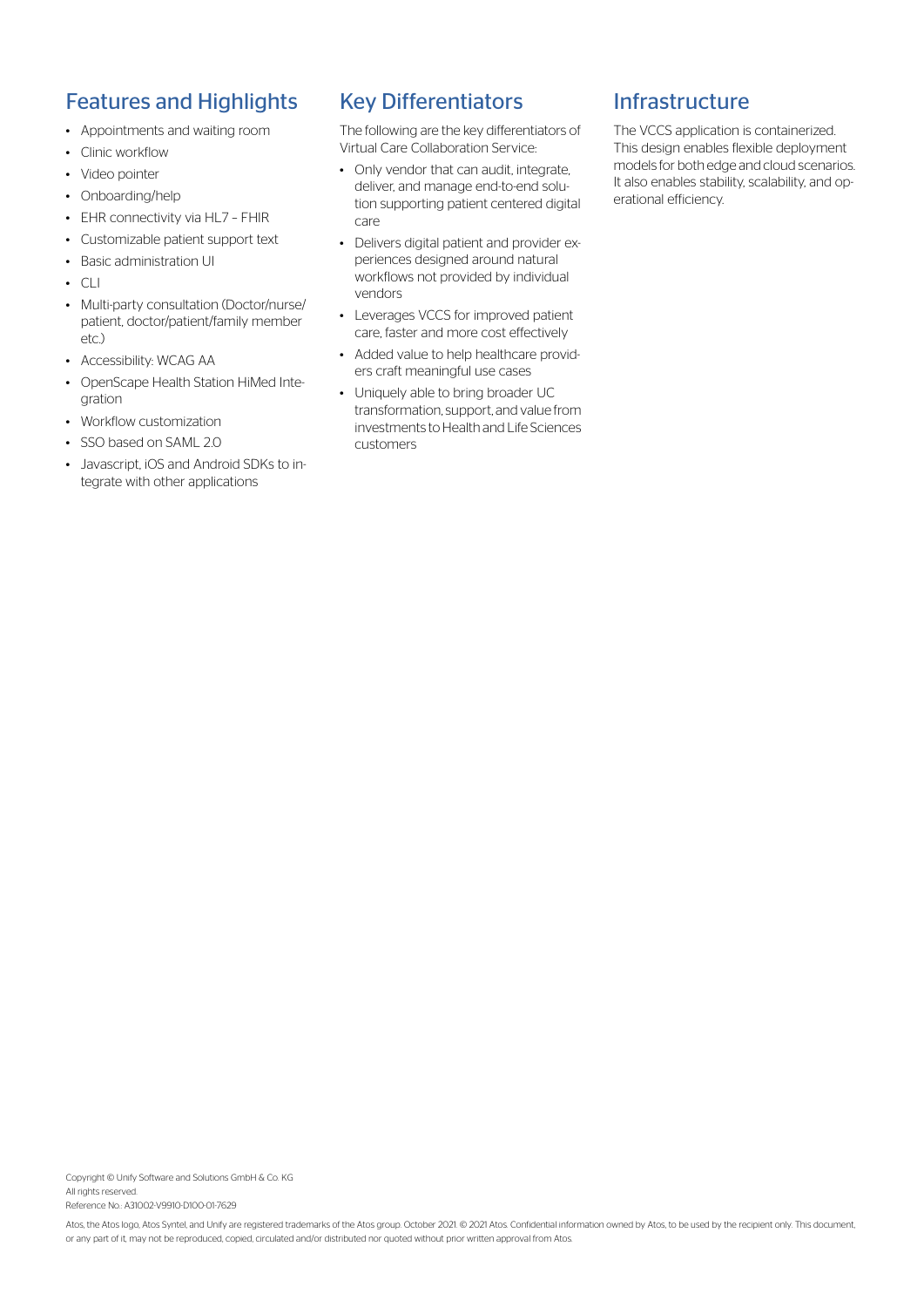## Features and Highlights

- Appointments and waiting room
- Clinic workflow
- Video pointer
- Onboarding/help
- EHR connectivity via HL7 – FHIR
- Customizable patient support text
- Basic administration UI
- CLI
- Multi-party consultation (Doctor/nurse/patient, doctor/patient/family member etc.)
- Accessibility: WCAG AA
- OpenScape Health Station HiMed Integration
- Workflow customization
- SSO based on SAML 2.0
- Javascript, iOS and Android SDKs to integrate with other applications

## Key Differentiators

The following are the key differentiators of Virtual Care Collaboration Service:

- Only vendor that can audit, integrate, deliver, and manage end-to-end solution supporting patient centered digital care
- Delivers digital patient and provider experiences designed around natural workflows not provided by individual vendors
- Leverages VCCS for improved patient care, faster and more cost effectively
- Added value to help healthcare providers craft meaningful use cases
- Uniquely able to bring broader UC transformation, support, and value from investments to Health and Life Sciences customers

## Infrastructure

The VCCS application is containerized. This design enables flexible deployment models for both edge and cloud scenarios. It also enables stability, scalability, and operational efficiency.

Copyright © Unify Software and Solutions GmbH & Co. KG
All rights reserved.
Reference No.: A31002-V9910-D100-01-7629

Atos, the Atos logo, Atos Syntel, and Unify are registered trademarks of the Atos group. October 2021. © 2021 Atos. Confidential information owned by Atos, to be used by the recipient only. This document, or any part of it, may not be reproduced, copied, circulated and/or distributed nor quoted without prior written approval from Atos.